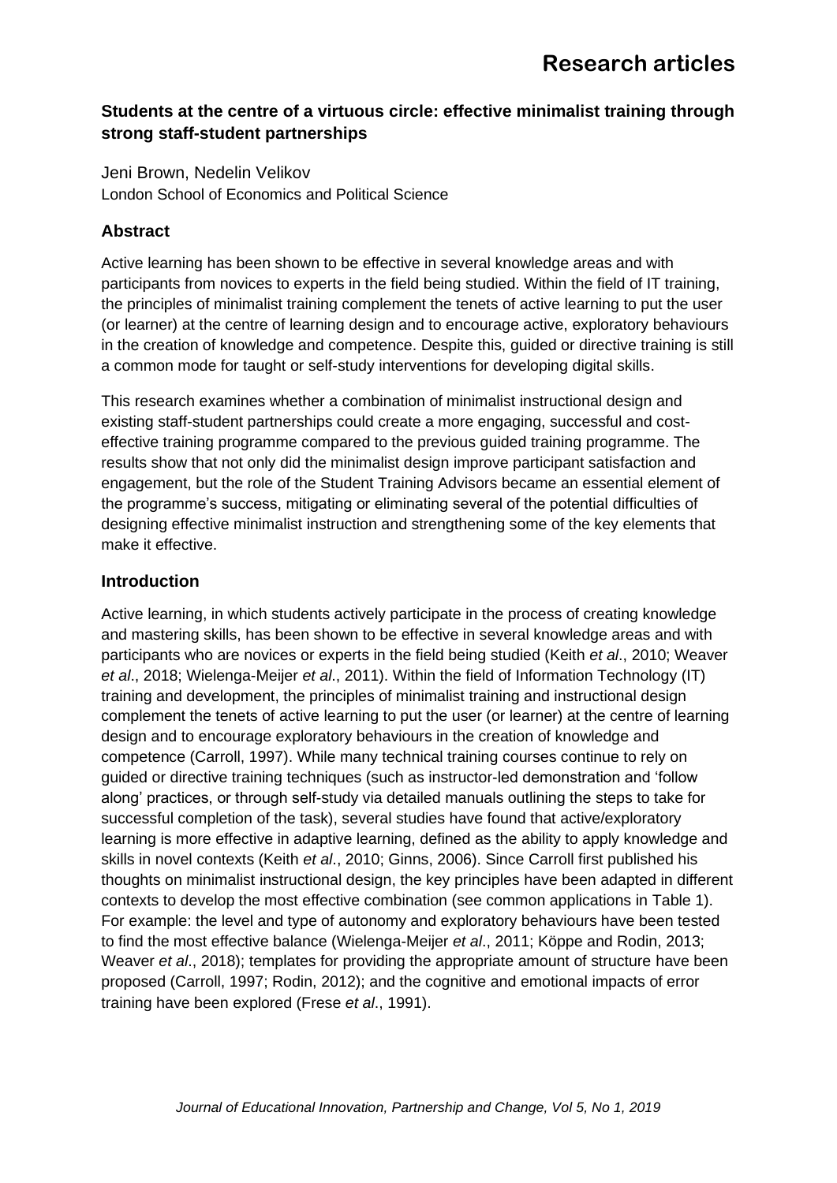Research articles

## Students at the centre of a virtuous circle: effective minimalist training through strong staff-student partnerships

Jeni Brown, Nedelin Velikov
London School of Economics and Political Science

### Abstract

Active learning has been shown to be effective in several knowledge areas and with participants from novices to experts in the field being studied. Within the field of IT training, the principles of minimalist training complement the tenets of active learning to put the user (or learner) at the centre of learning design and to encourage active, exploratory behaviours in the creation of knowledge and competence. Despite this, guided or directive training is still a common mode for taught or self-study interventions for developing digital skills.

This research examines whether a combination of minimalist instructional design and existing staff-student partnerships could create a more engaging, successful and cost-effective training programme compared to the previous guided training programme. The results show that not only did the minimalist design improve participant satisfaction and engagement, but the role of the Student Training Advisors became an essential element of the programme's success, mitigating or eliminating several of the potential difficulties of designing effective minimalist instruction and strengthening some of the key elements that make it effective.

### Introduction

Active learning, in which students actively participate in the process of creating knowledge and mastering skills, has been shown to be effective in several knowledge areas and with participants who are novices or experts in the field being studied (Keith *et al*., 2010; Weaver *et al*., 2018; Wielenga-Meijer *et al*., 2011). Within the field of Information Technology (IT) training and development, the principles of minimalist training and instructional design complement the tenets of active learning to put the user (or learner) at the centre of learning design and to encourage exploratory behaviours in the creation of knowledge and competence (Carroll, 1997). While many technical training courses continue to rely on guided or directive training techniques (such as instructor-led demonstration and 'follow along' practices, or through self-study via detailed manuals outlining the steps to take for successful completion of the task), several studies have found that active/exploratory learning is more effective in adaptive learning, defined as the ability to apply knowledge and skills in novel contexts (Keith *et al*., 2010; Ginns, 2006). Since Carroll first published his thoughts on minimalist instructional design, the key principles have been adapted in different contexts to develop the most effective combination (see common applications in Table 1). For example: the level and type of autonomy and exploratory behaviours have been tested to find the most effective balance (Wielenga-Meijer *et al*., 2011; Köppe and Rodin, 2013; Weaver *et al*., 2018); templates for providing the appropriate amount of structure have been proposed (Carroll, 1997; Rodin, 2012); and the cognitive and emotional impacts of error training have been explored (Frese *et al*., 1991).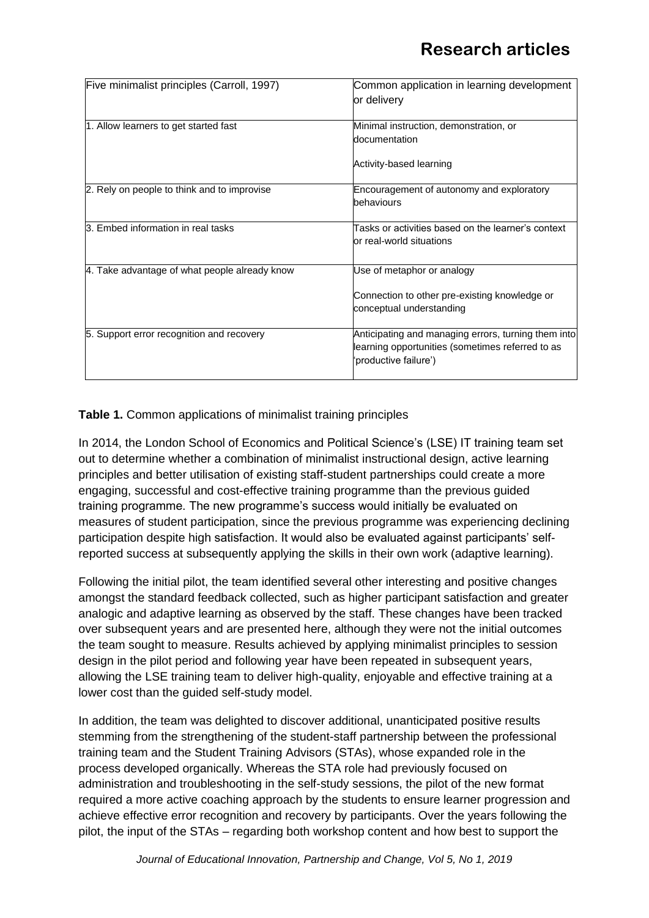| Five minimalist principles (Carroll, 1997) | Common application in learning development or delivery |
|---|---|
| 1. Allow learners to get started fast | Minimal instruction, demonstration, or documentation<br><br>Activity-based learning |
| 2. Rely on people to think and to improvise | Encouragement of autonomy and exploratory behaviours |
| 3. Embed information in real tasks | Tasks or activities based on the learner's context or real-world situations |
| 4. Take advantage of what people already know | Use of metaphor or analogy<br><br>Connection to other pre-existing knowledge or conceptual understanding |
| 5. Support error recognition and recovery | Anticipating and managing errors, turning them into learning opportunities (sometimes referred to as 'productive failure') |

**Table 1.** Common applications of minimalist training principles

In 2014, the London School of Economics and Political Science's (LSE) IT training team set out to determine whether a combination of minimalist instructional design, active learning principles and better utilisation of existing staff-student partnerships could create a more engaging, successful and cost-effective training programme than the previous guided training programme. The new programme's success would initially be evaluated on measures of student participation, since the previous programme was experiencing declining participation despite high satisfaction. It would also be evaluated against participants' self-reported success at subsequently applying the skills in their own work (adaptive learning).

Following the initial pilot, the team identified several other interesting and positive changes amongst the standard feedback collected, such as higher participant satisfaction and greater analogic and adaptive learning as observed by the staff. These changes have been tracked over subsequent years and are presented here, although they were not the initial outcomes the team sought to measure. Results achieved by applying minimalist principles to session design in the pilot period and following year have been repeated in subsequent years, allowing the LSE training team to deliver high-quality, enjoyable and effective training at a lower cost than the guided self-study model.

In addition, the team was delighted to discover additional, unanticipated positive results stemming from the strengthening of the student-staff partnership between the professional training team and the Student Training Advisors (STAs), whose expanded role in the process developed organically. Whereas the STA role had previously focused on administration and troubleshooting in the self-study sessions, the pilot of the new format required a more active coaching approach by the students to ensure learner progression and achieve effective error recognition and recovery by participants. Over the years following the pilot, the input of the STAs – regarding both workshop content and how best to support the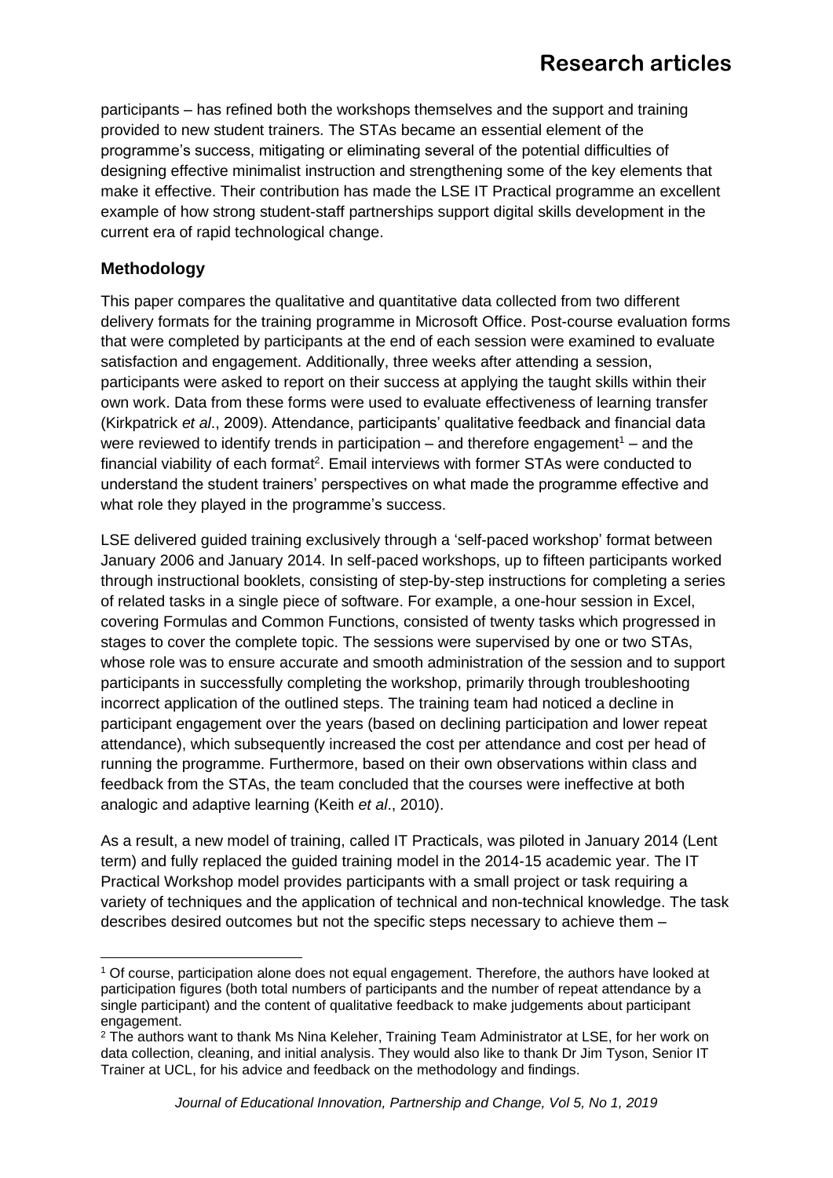participants – has refined both the workshops themselves and the support and training provided to new student trainers. The STAs became an essential element of the programme's success, mitigating or eliminating several of the potential difficulties of designing effective minimalist instruction and strengthening some of the key elements that make it effective. Their contribution has made the LSE IT Practical programme an excellent example of how strong student-staff partnerships support digital skills development in the current era of rapid technological change.

### Methodology

This paper compares the qualitative and quantitative data collected from two different delivery formats for the training programme in Microsoft Office. Post-course evaluation forms that were completed by participants at the end of each session were examined to evaluate satisfaction and engagement. Additionally, three weeks after attending a session, participants were asked to report on their success at applying the taught skills within their own work. Data from these forms were used to evaluate effectiveness of learning transfer (Kirkpatrick *et al*., 2009). Attendance, participants' qualitative feedback and financial data were reviewed to identify trends in participation – and therefore engagement[1] – and the financial viability of each format[2]. Email interviews with former STAs were conducted to understand the student trainers' perspectives on what made the programme effective and what role they played in the programme's success.

LSE delivered guided training exclusively through a 'self-paced workshop' format between January 2006 and January 2014. In self-paced workshops, up to fifteen participants worked through instructional booklets, consisting of step-by-step instructions for completing a series of related tasks in a single piece of software. For example, a one-hour session in Excel, covering Formulas and Common Functions, consisted of twenty tasks which progressed in stages to cover the complete topic. The sessions were supervised by one or two STAs, whose role was to ensure accurate and smooth administration of the session and to support participants in successfully completing the workshop, primarily through troubleshooting incorrect application of the outlined steps. The training team had noticed a decline in participant engagement over the years (based on declining participation and lower repeat attendance), which subsequently increased the cost per attendance and cost per head of running the programme. Furthermore, based on their own observations within class and feedback from the STAs, the team concluded that the courses were ineffective at both analogic and adaptive learning (Keith *et al*., 2010).

As a result, a new model of training, called IT Practicals, was piloted in January 2014 (Lent term) and fully replaced the guided training model in the 2014-15 academic year. The IT Practical Workshop model provides participants with a small project or task requiring a variety of techniques and the application of technical and non-technical knowledge. The task describes desired outcomes but not the specific steps necessary to achieve them –

---

[1] Of course, participation alone does not equal engagement. Therefore, the authors have looked at participation figures (both total numbers of participants and the number of repeat attendance by a single participant) and the content of qualitative feedback to make judgements about participant engagement.

[2] The authors want to thank Ms Nina Keleher, Training Team Administrator at LSE, for her work on data collection, cleaning, and initial analysis. They would also like to thank Dr Jim Tyson, Senior IT Trainer at UCL, for his advice and feedback on the methodology and findings.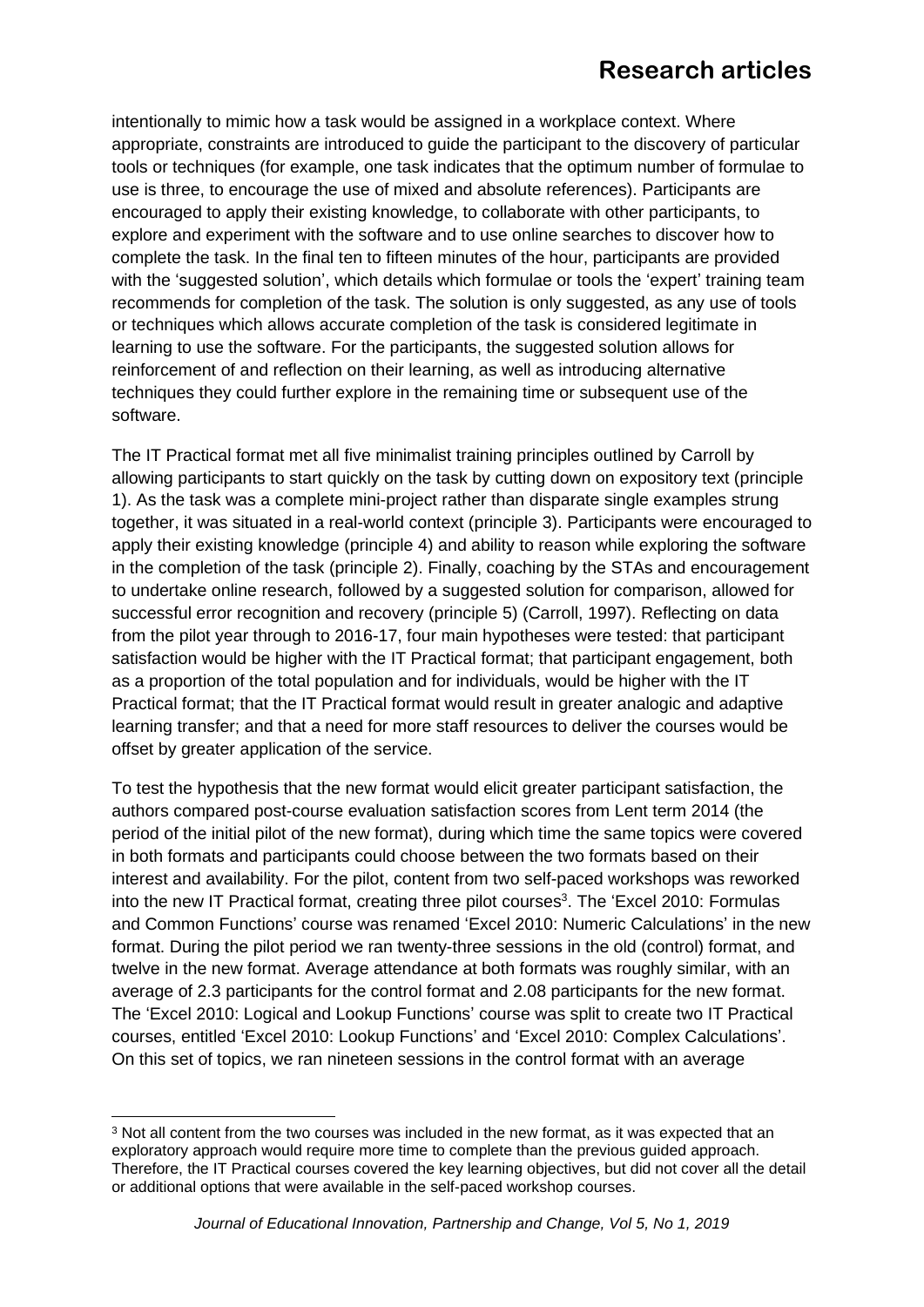intentionally to mimic how a task would be assigned in a workplace context. Where appropriate, constraints are introduced to guide the participant to the discovery of particular tools or techniques (for example, one task indicates that the optimum number of formulae to use is three, to encourage the use of mixed and absolute references). Participants are encouraged to apply their existing knowledge, to collaborate with other participants, to explore and experiment with the software and to use online searches to discover how to complete the task. In the final ten to fifteen minutes of the hour, participants are provided with the 'suggested solution', which details which formulae or tools the 'expert' training team recommends for completion of the task. The solution is only suggested, as any use of tools or techniques which allows accurate completion of the task is considered legitimate in learning to use the software. For the participants, the suggested solution allows for reinforcement of and reflection on their learning, as well as introducing alternative techniques they could further explore in the remaining time or subsequent use of the software.

The IT Practical format met all five minimalist training principles outlined by Carroll by allowing participants to start quickly on the task by cutting down on expository text (principle 1). As the task was a complete mini-project rather than disparate single examples strung together, it was situated in a real-world context (principle 3). Participants were encouraged to apply their existing knowledge (principle 4) and ability to reason while exploring the software in the completion of the task (principle 2). Finally, coaching by the STAs and encouragement to undertake online research, followed by a suggested solution for comparison, allowed for successful error recognition and recovery (principle 5) (Carroll, 1997). Reflecting on data from the pilot year through to 2016-17, four main hypotheses were tested: that participant satisfaction would be higher with the IT Practical format; that participant engagement, both as a proportion of the total population and for individuals, would be higher with the IT Practical format; that the IT Practical format would result in greater analogic and adaptive learning transfer; and that a need for more staff resources to deliver the courses would be offset by greater application of the service.

To test the hypothesis that the new format would elicit greater participant satisfaction, the authors compared post-course evaluation satisfaction scores from Lent term 2014 (the period of the initial pilot of the new format), during which time the same topics were covered in both formats and participants could choose between the two formats based on their interest and availability. For the pilot, content from two self-paced workshops was reworked into the new IT Practical format, creating three pilot courses[3]. The 'Excel 2010: Formulas and Common Functions' course was renamed 'Excel 2010: Numeric Calculations' in the new format. During the pilot period we ran twenty-three sessions in the old (control) format, and twelve in the new format. Average attendance at both formats was roughly similar, with an average of 2.3 participants for the control format and 2.08 participants for the new format. The 'Excel 2010: Logical and Lookup Functions' course was split to create two IT Practical courses, entitled 'Excel 2010: Lookup Functions' and 'Excel 2010: Complex Calculations'. On this set of topics, we ran nineteen sessions in the control format with an average

[3] Not all content from the two courses was included in the new format, as it was expected that an exploratory approach would require more time to complete than the previous guided approach. Therefore, the IT Practical courses covered the key learning objectives, but did not cover all the detail or additional options that were available in the self-paced workshop courses.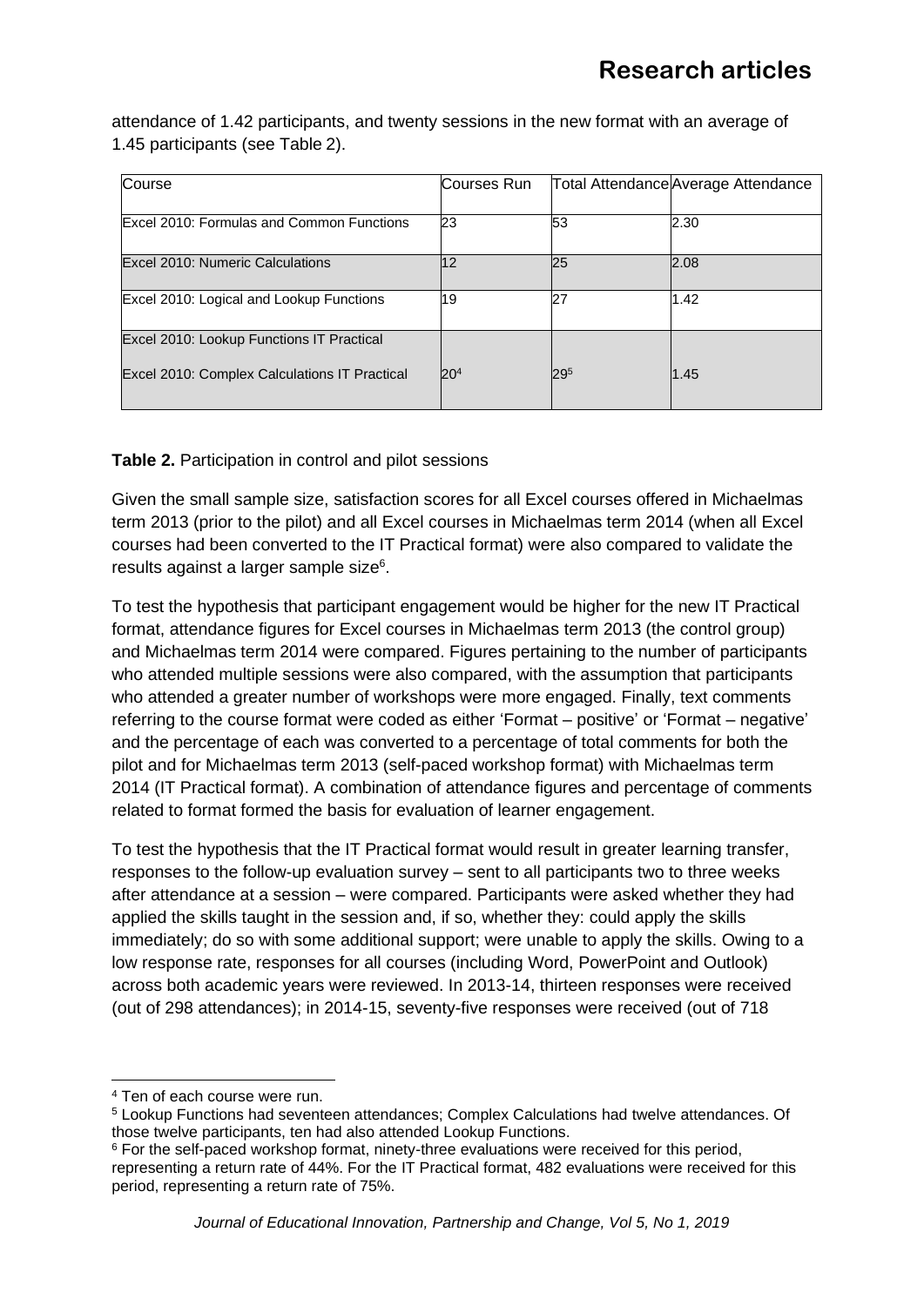attendance of 1.42 participants, and twenty sessions in the new format with an average of 1.45 participants (see Table 2).

| Course | Courses Run | Total Attendance | Average Attendance |
|---|---|---|---|
| Excel 2010: Formulas and Common Functions | 23 | 53 | 2.30 |
| Excel 2010: Numeric Calculations | 12 | 25 | 2.08 |
| Excel 2010: Logical and Lookup Functions | 19 | 27 | 1.42 |
| Excel 2010: Lookup Functions IT Practical<br>Excel 2010: Complex Calculations IT Practical | 20[4] | 29[5] | 1.45 |

**Table 2.** Participation in control and pilot sessions

Given the small sample size, satisfaction scores for all Excel courses offered in Michaelmas term 2013 (prior to the pilot) and all Excel courses in Michaelmas term 2014 (when all Excel courses had been converted to the IT Practical format) were also compared to validate the results against a larger sample size[6].

To test the hypothesis that participant engagement would be higher for the new IT Practical format, attendance figures for Excel courses in Michaelmas term 2013 (the control group) and Michaelmas term 2014 were compared. Figures pertaining to the number of participants who attended multiple sessions were also compared, with the assumption that participants who attended a greater number of workshops were more engaged. Finally, text comments referring to the course format were coded as either 'Format – positive' or 'Format – negative' and the percentage of each was converted to a percentage of total comments for both the pilot and for Michaelmas term 2013 (self-paced workshop format) with Michaelmas term 2014 (IT Practical format). A combination of attendance figures and percentage of comments related to format formed the basis for evaluation of learner engagement.

To test the hypothesis that the IT Practical format would result in greater learning transfer, responses to the follow-up evaluation survey – sent to all participants two to three weeks after attendance at a session – were compared. Participants were asked whether they had applied the skills taught in the session and, if so, whether they: could apply the skills immediately; do so with some additional support; were unable to apply the skills. Owing to a low response rate, responses for all courses (including Word, PowerPoint and Outlook) across both academic years were reviewed. In 2013-14, thirteen responses were received (out of 298 attendances); in 2014-15, seventy-five responses were received (out of 718

---

[4] Ten of each course were run.

[5] Lookup Functions had seventeen attendances; Complex Calculations had twelve attendances. Of those twelve participants, ten had also attended Lookup Functions.

[6] For the self-paced workshop format, ninety-three evaluations were received for this period, representing a return rate of 44%. For the IT Practical format, 482 evaluations were received for this period, representing a return rate of 75%.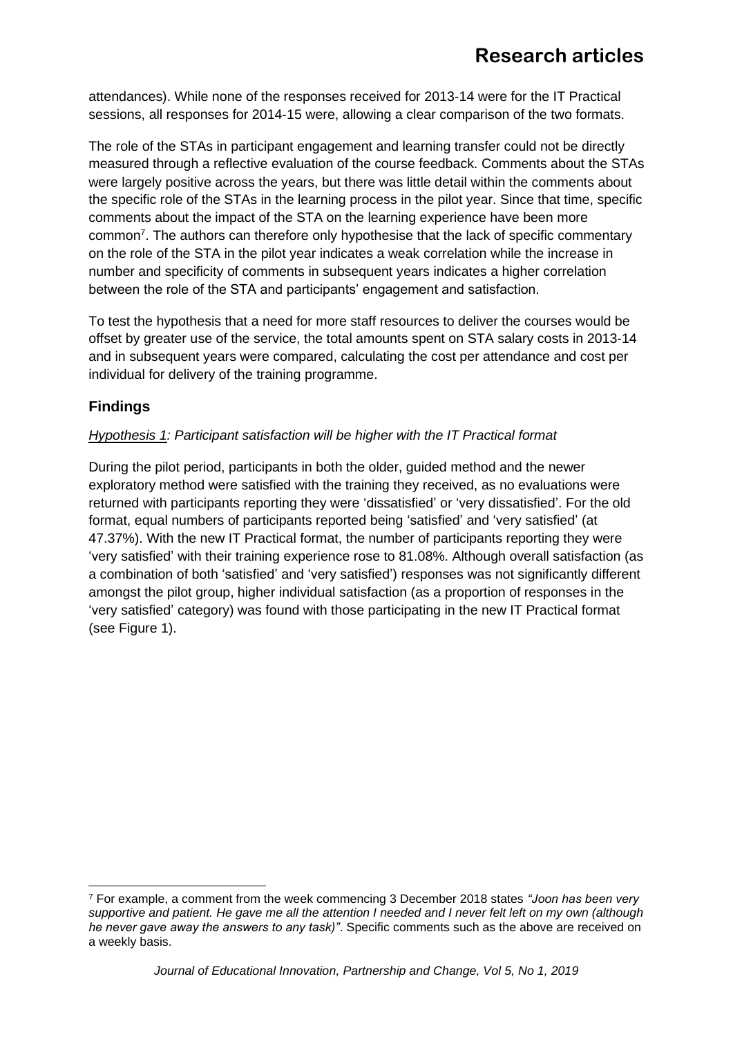attendances). While none of the responses received for 2013-14 were for the IT Practical sessions, all responses for 2014-15 were, allowing a clear comparison of the two formats.

The role of the STAs in participant engagement and learning transfer could not be directly measured through a reflective evaluation of the course feedback. Comments about the STAs were largely positive across the years, but there was little detail within the comments about the specific role of the STAs in the learning process in the pilot year. Since that time, specific comments about the impact of the STA on the learning experience have been more common[7]. The authors can therefore only hypothesise that the lack of specific commentary on the role of the STA in the pilot year indicates a weak correlation while the increase in number and specificity of comments in subsequent years indicates a higher correlation between the role of the STA and participants' engagement and satisfaction.

To test the hypothesis that a need for more staff resources to deliver the courses would be offset by greater use of the service, the total amounts spent on STA salary costs in 2013-14 and in subsequent years were compared, calculating the cost per attendance and cost per individual for delivery of the training programme.

## Findings

*Hypothesis 1: Participant satisfaction will be higher with the IT Practical format*

During the pilot period, participants in both the older, guided method and the newer exploratory method were satisfied with the training they received, as no evaluations were returned with participants reporting they were 'dissatisfied' or 'very dissatisfied'. For the old format, equal numbers of participants reported being 'satisfied' and 'very satisfied' (at 47.37%). With the new IT Practical format, the number of participants reporting they were 'very satisfied' with their training experience rose to 81.08%. Although overall satisfaction (as a combination of both 'satisfied' and 'very satisfied') responses was not significantly different amongst the pilot group, higher individual satisfaction (as a proportion of responses in the 'very satisfied' category) was found with those participating in the new IT Practical format (see Figure 1).

[7] For example, a comment from the week commencing 3 December 2018 states *"Joon has been very supportive and patient. He gave me all the attention I needed and I never felt left on my own (although he never gave away the answers to any task)"*. Specific comments such as the above are received on a weekly basis.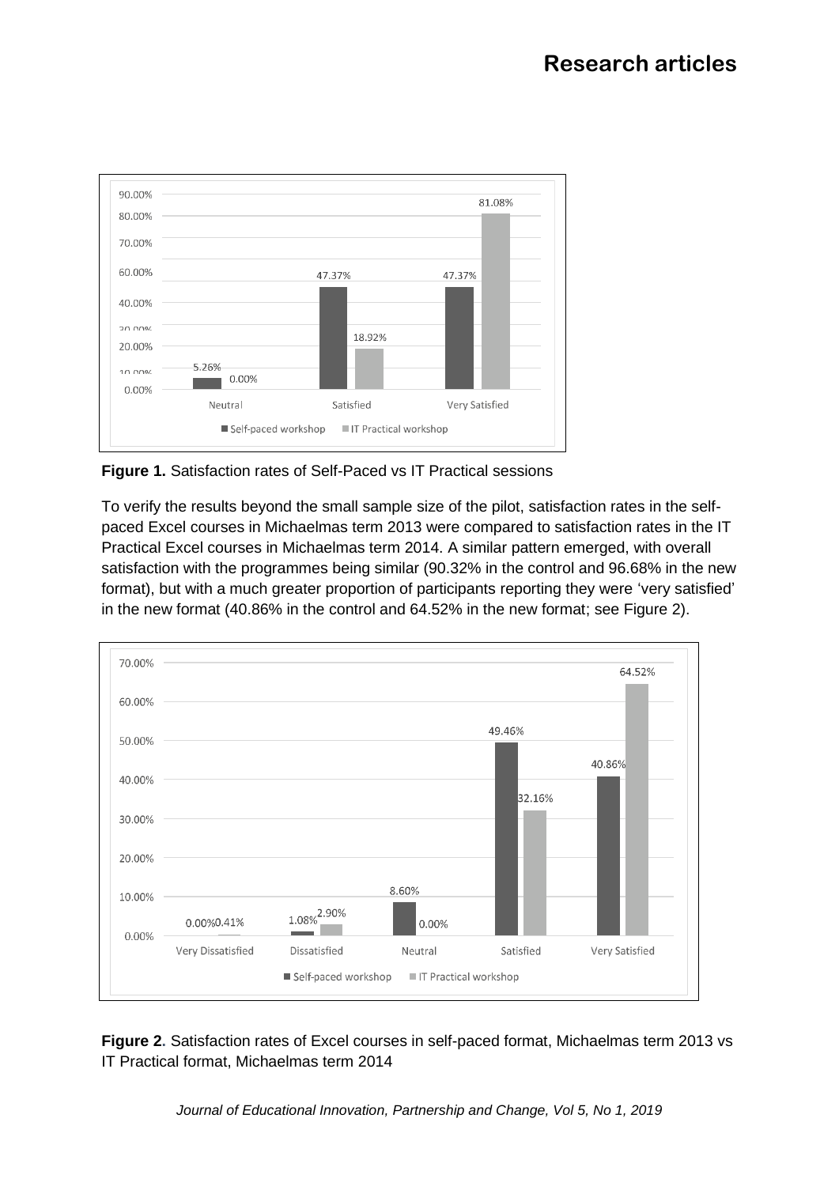Figure 1. Satisfaction rates of Self-Paced vs IT Practical sessions

To verify the results beyond the small sample size of the pilot, satisfaction rates in the self-paced Excel courses in Michaelmas term 2013 were compared to satisfaction rates in the IT Practical Excel courses in Michaelmas term 2014. A similar pattern emerged, with overall satisfaction with the programmes being similar (90.32% in the control and 96.68% in the new format), but with a much greater proportion of participants reporting they were 'very satisfied' in the new format (40.86% in the control and 64.52% in the new format; see Figure 2).

**Figure 2**. Satisfaction rates of Excel courses in self-paced format, Michaelmas term 2013 vs IT Practical format, Michaelmas term 2014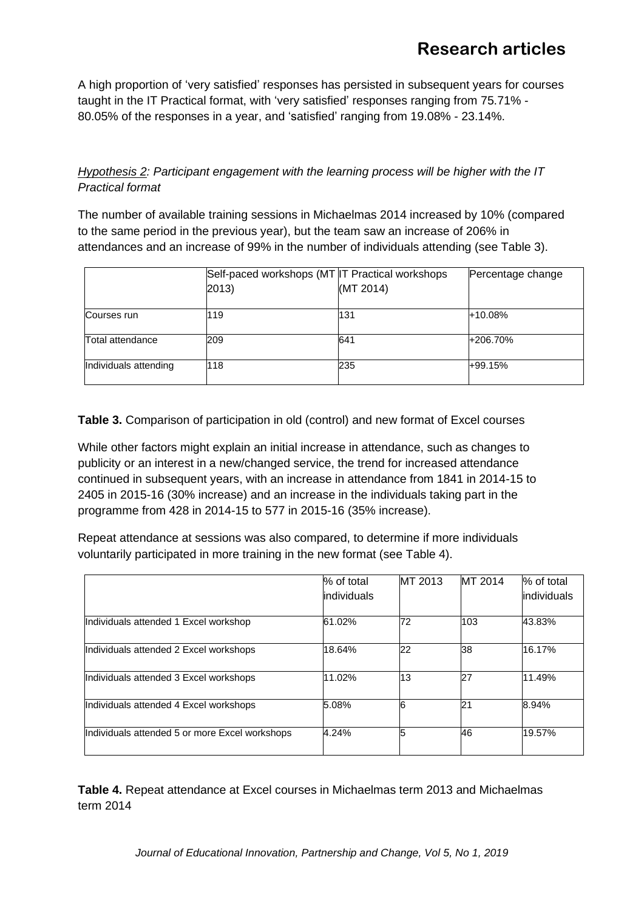A high proportion of 'very satisfied' responses has persisted in subsequent years for courses taught in the IT Practical format, with 'very satisfied' responses ranging from 75.71% - 80.05% of the responses in a year, and 'satisfied' ranging from 19.08% - 23.14%.

*Hypothesis 2: Participant engagement with the learning process will be higher with the IT Practical format*

The number of available training sessions in Michaelmas 2014 increased by 10% (compared to the same period in the previous year), but the team saw an increase of 206% in attendances and an increase of 99% in the number of individuals attending (see Table 3).

| | Self-paced workshops (MT 2013) | IT Practical workshops (MT 2014) | Percentage change |
|---|---|---|---|
| Courses run | 119 | 131 | +10.08% |
| Total attendance | 209 | 641 | +206.70% |
| Individuals attending | 118 | 235 | +99.15% |

**Table 3.** Comparison of participation in old (control) and new format of Excel courses

While other factors might explain an initial increase in attendance, such as changes to publicity or an interest in a new/changed service, the trend for increased attendance continued in subsequent years, with an increase in attendance from 1841 in 2014-15 to 2405 in 2015-16 (30% increase) and an increase in the individuals taking part in the programme from 428 in 2014-15 to 577 in 2015-16 (35% increase).

Repeat attendance at sessions was also compared, to determine if more individuals voluntarily participated in more training in the new format (see Table 4).

| | % of total individuals | MT 2013 | MT 2014 | % of total individuals |
|---|---|---|---|---|
| Individuals attended 1 Excel workshop | 61.02% | 72 | 103 | 43.83% |
| Individuals attended 2 Excel workshops | 18.64% | 22 | 38 | 16.17% |
| Individuals attended 3 Excel workshops | 11.02% | 13 | 27 | 11.49% |
| Individuals attended 4 Excel workshops | 5.08% | 6 | 21 | 8.94% |
| Individuals attended 5 or more Excel workshops | 4.24% | 5 | 46 | 19.57% |

**Table 4.** Repeat attendance at Excel courses in Michaelmas term 2013 and Michaelmas term 2014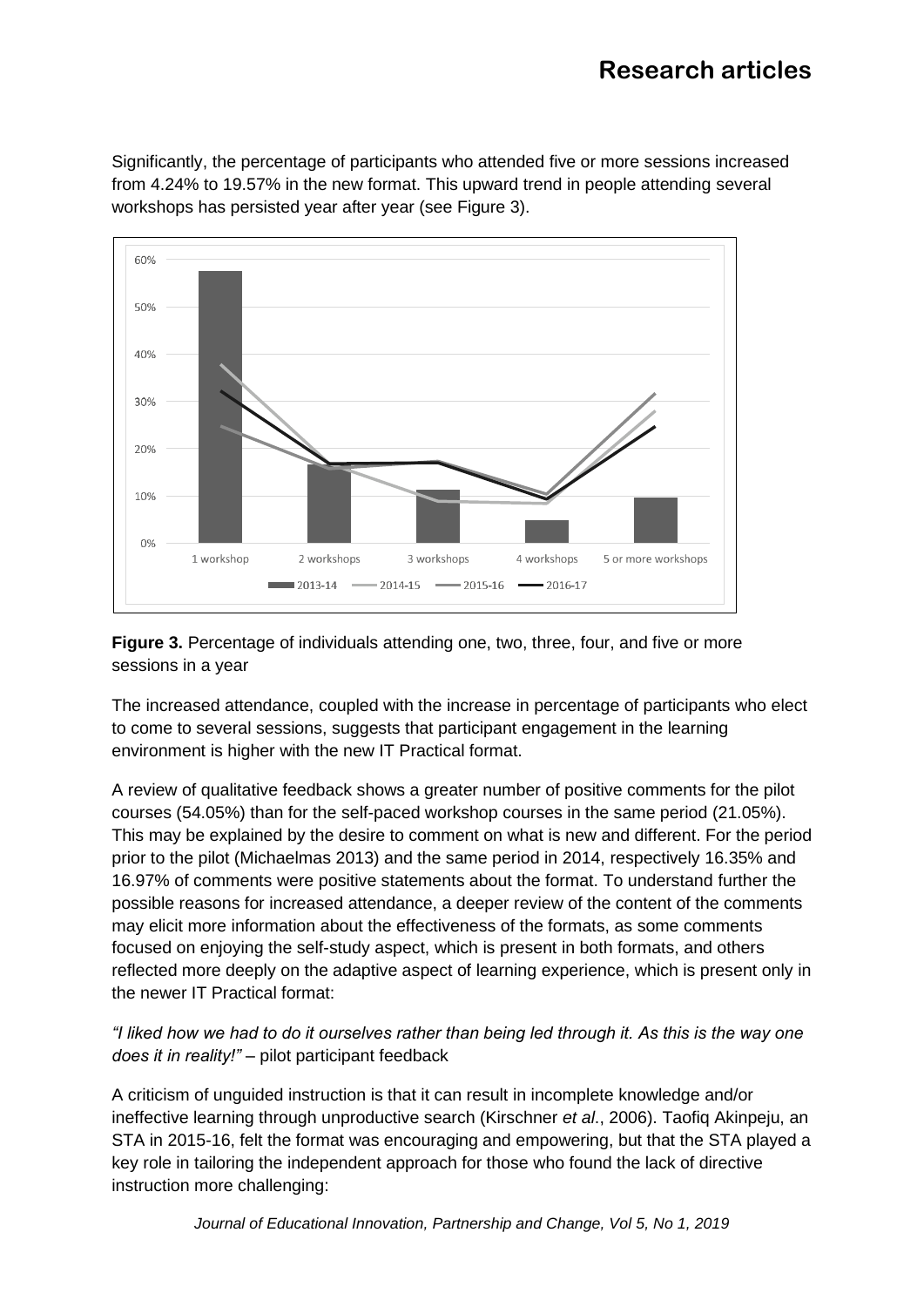Significantly, the percentage of participants who attended five or more sessions increased from 4.24% to 19.57% in the new format. This upward trend in people attending several workshops has persisted year after year (see Figure 3).

**Figure 3.** Percentage of individuals attending one, two, three, four, and five or more sessions in a year

The increased attendance, coupled with the increase in percentage of participants who elect to come to several sessions, suggests that participant engagement in the learning environment is higher with the new IT Practical format.

A review of qualitative feedback shows a greater number of positive comments for the pilot courses (54.05%) than for the self-paced workshop courses in the same period (21.05%). This may be explained by the desire to comment on what is new and different. For the period prior to the pilot (Michaelmas 2013) and the same period in 2014, respectively 16.35% and 16.97% of comments were positive statements about the format. To understand further the possible reasons for increased attendance, a deeper review of the content of the comments may elicit more information about the effectiveness of the formats, as some comments focused on enjoying the self-study aspect, which is present in both formats, and others reflected more deeply on the adaptive aspect of learning experience, which is present only in the newer IT Practical format:

*"I liked how we had to do it ourselves rather than being led through it. As this is the way one does it in reality!"* – pilot participant feedback

A criticism of unguided instruction is that it can result in incomplete knowledge and/or ineffective learning through unproductive search (Kirschner *et al*., 2006). Taofiq Akinpeju, an STA in 2015-16, felt the format was encouraging and empowering, but that the STA played a key role in tailoring the independent approach for those who found the lack of directive instruction more challenging: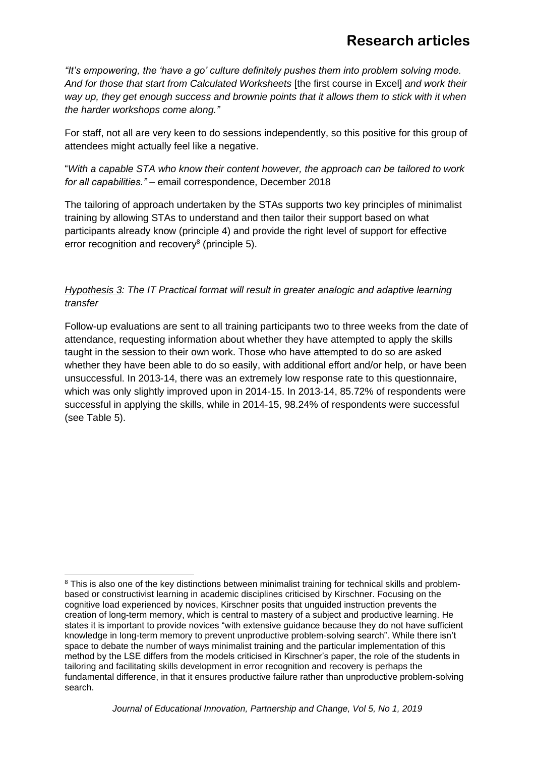*"It's empowering, the 'have a go' culture definitely pushes them into problem solving mode. And for those that start from Calculated Worksheets* [the first course in Excel] *and work their way up, they get enough success and brownie points that it allows them to stick with it when the harder workshops come along."*

For staff, not all are very keen to do sessions independently, so this positive for this group of attendees might actually feel like a negative.

"*With a capable STA who know their content however, the approach can be tailored to work for all capabilities."* – email correspondence, December 2018

The tailoring of approach undertaken by the STAs supports two key principles of minimalist training by allowing STAs to understand and then tailor their support based on what participants already know (principle 4) and provide the right level of support for effective error recognition and recovery[8] (principle 5).

*Hypothesis 3: The IT Practical format will result in greater analogic and adaptive learning transfer*

Follow-up evaluations are sent to all training participants two to three weeks from the date of attendance, requesting information about whether they have attempted to apply the skills taught in the session to their own work. Those who have attempted to do so are asked whether they have been able to do so easily, with additional effort and/or help, or have been unsuccessful. In 2013-14, there was an extremely low response rate to this questionnaire, which was only slightly improved upon in 2014-15. In 2013-14, 85.72% of respondents were successful in applying the skills, while in 2014-15, 98.24% of respondents were successful (see Table 5).

[8] This is also one of the key distinctions between minimalist training for technical skills and problem-based or constructivist learning in academic disciplines criticised by Kirschner. Focusing on the cognitive load experienced by novices, Kirschner posits that unguided instruction prevents the creation of long-term memory, which is central to mastery of a subject and productive learning. He states it is important to provide novices "with extensive guidance because they do not have sufficient knowledge in long-term memory to prevent unproductive problem-solving search". While there isn't space to debate the number of ways minimalist training and the particular implementation of this method by the LSE differs from the models criticised in Kirschner's paper, the role of the students in tailoring and facilitating skills development in error recognition and recovery is perhaps the fundamental difference, in that it ensures productive failure rather than unproductive problem-solving search.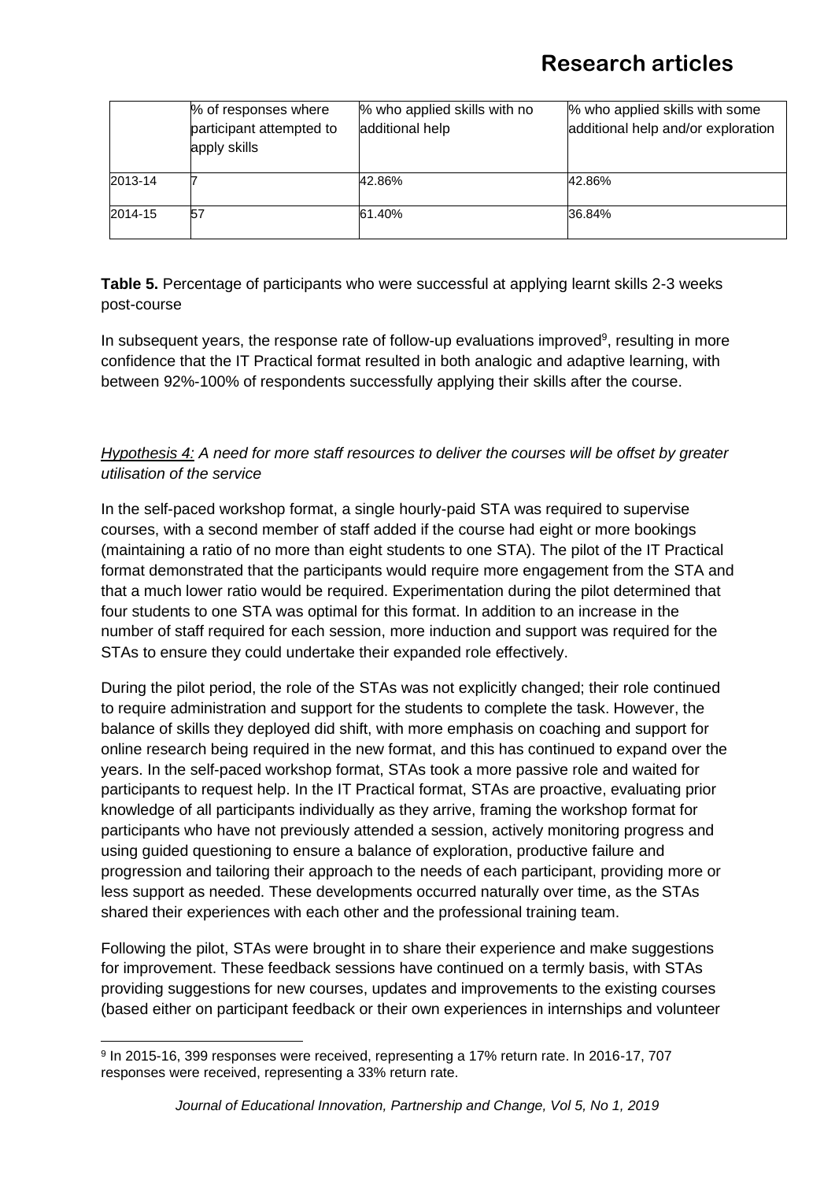| | % of responses where participant attempted to apply skills | % who applied skills with no additional help | % who applied skills with some additional help and/or exploration |
|---|---|---|---|
| 2013-14 | 7 | 42.86% | 42.86% |
| 2014-15 | 57 | 61.40% | 36.84% |

**Table 5.** Percentage of participants who were successful at applying learnt skills 2-3 weeks post-course

In subsequent years, the response rate of follow-up evaluations improved[9], resulting in more confidence that the IT Practical format resulted in both analogic and adaptive learning, with between 92%-100% of respondents successfully applying their skills after the course.

*Hypothesis 4: A need for more staff resources to deliver the courses will be offset by greater utilisation of the service*

In the self-paced workshop format, a single hourly-paid STA was required to supervise courses, with a second member of staff added if the course had eight or more bookings (maintaining a ratio of no more than eight students to one STA). The pilot of the IT Practical format demonstrated that the participants would require more engagement from the STA and that a much lower ratio would be required. Experimentation during the pilot determined that four students to one STA was optimal for this format. In addition to an increase in the number of staff required for each session, more induction and support was required for the STAs to ensure they could undertake their expanded role effectively.

During the pilot period, the role of the STAs was not explicitly changed; their role continued to require administration and support for the students to complete the task. However, the balance of skills they deployed did shift, with more emphasis on coaching and support for online research being required in the new format, and this has continued to expand over the years. In the self-paced workshop format, STAs took a more passive role and waited for participants to request help. In the IT Practical format, STAs are proactive, evaluating prior knowledge of all participants individually as they arrive, framing the workshop format for participants who have not previously attended a session, actively monitoring progress and using guided questioning to ensure a balance of exploration, productive failure and progression and tailoring their approach to the needs of each participant, providing more or less support as needed. These developments occurred naturally over time, as the STAs shared their experiences with each other and the professional training team.

Following the pilot, STAs were brought in to share their experience and make suggestions for improvement. These feedback sessions have continued on a termly basis, with STAs providing suggestions for new courses, updates and improvements to the existing courses (based either on participant feedback or their own experiences in internships and volunteer

[9] In 2015-16, 399 responses were received, representing a 17% return rate. In 2016-17, 707 responses were received, representing a 33% return rate.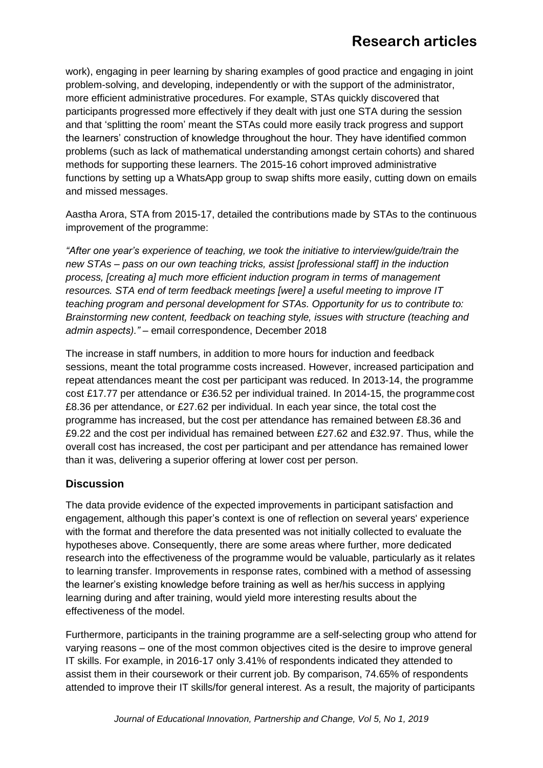work), engaging in peer learning by sharing examples of good practice and engaging in joint problem-solving, and developing, independently or with the support of the administrator, more efficient administrative procedures. For example, STAs quickly discovered that participants progressed more effectively if they dealt with just one STA during the session and that 'splitting the room' meant the STAs could more easily track progress and support the learners' construction of knowledge throughout the hour. They have identified common problems (such as lack of mathematical understanding amongst certain cohorts) and shared methods for supporting these learners. The 2015-16 cohort improved administrative functions by setting up a WhatsApp group to swap shifts more easily, cutting down on emails and missed messages.

Aastha Arora, STA from 2015-17, detailed the contributions made by STAs to the continuous improvement of the programme:

*"After one year's experience of teaching, we took the initiative to interview/guide/train the new STAs – pass on our own teaching tricks, assist [professional staff] in the induction process, [creating a] much more efficient induction program in terms of management resources. STA end of term feedback meetings [were] a useful meeting to improve IT teaching program and personal development for STAs. Opportunity for us to contribute to: Brainstorming new content, feedback on teaching style, issues with structure (teaching and admin aspects)."* – email correspondence, December 2018

The increase in staff numbers, in addition to more hours for induction and feedback sessions, meant the total programme costs increased. However, increased participation and repeat attendances meant the cost per participant was reduced. In 2013-14, the programme cost £17.77 per attendance or £36.52 per individual trained. In 2014-15, the programme cost £8.36 per attendance, or £27.62 per individual. In each year since, the total cost the programme has increased, but the cost per attendance has remained between £8.36 and £9.22 and the cost per individual has remained between £27.62 and £32.97. Thus, while the overall cost has increased, the cost per participant and per attendance has remained lower than it was, delivering a superior offering at lower cost per person.

## Discussion

The data provide evidence of the expected improvements in participant satisfaction and engagement, although this paper's context is one of reflection on several years' experience with the format and therefore the data presented was not initially collected to evaluate the hypotheses above. Consequently, there are some areas where further, more dedicated research into the effectiveness of the programme would be valuable, particularly as it relates to learning transfer. Improvements in response rates, combined with a method of assessing the learner's existing knowledge before training as well as her/his success in applying learning during and after training, would yield more interesting results about the effectiveness of the model.

Furthermore, participants in the training programme are a self-selecting group who attend for varying reasons – one of the most common objectives cited is the desire to improve general IT skills. For example, in 2016-17 only 3.41% of respondents indicated they attended to assist them in their coursework or their current job. By comparison, 74.65% of respondents attended to improve their IT skills/for general interest. As a result, the majority of participants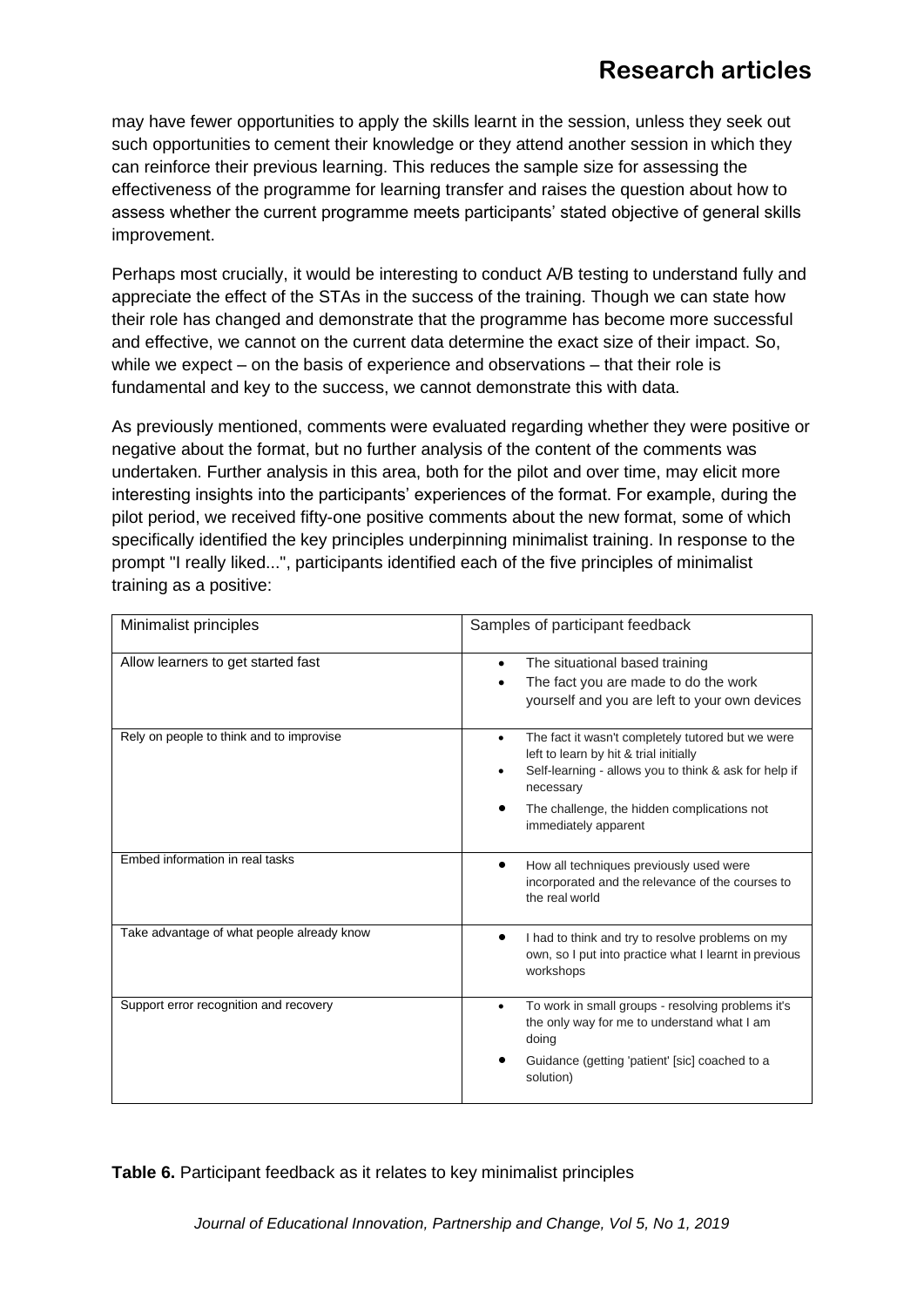may have fewer opportunities to apply the skills learnt in the session, unless they seek out such opportunities to cement their knowledge or they attend another session in which they can reinforce their previous learning. This reduces the sample size for assessing the effectiveness of the programme for learning transfer and raises the question about how to assess whether the current programme meets participants' stated objective of general skills improvement.

Perhaps most crucially, it would be interesting to conduct A/B testing to understand fully and appreciate the effect of the STAs in the success of the training. Though we can state how their role has changed and demonstrate that the programme has become more successful and effective, we cannot on the current data determine the exact size of their impact. So, while we expect – on the basis of experience and observations – that their role is fundamental and key to the success, we cannot demonstrate this with data.

As previously mentioned, comments were evaluated regarding whether they were positive or negative about the format, but no further analysis of the content of the comments was undertaken. Further analysis in this area, both for the pilot and over time, may elicit more interesting insights into the participants' experiences of the format. For example, during the pilot period, we received fifty-one positive comments about the new format, some of which specifically identified the key principles underpinning minimalist training. In response to the prompt "I really liked...", participants identified each of the five principles of minimalist training as a positive:

| Minimalist principles | Samples of participant feedback |
|---|---|
| Allow learners to get started fast | • The situational based training<br>• The fact you are made to do the work yourself and you are left to your own devices |
| Rely on people to think and to improvise | • The fact it wasn't completely tutored but we were left to learn by hit & trial initially<br>• Self-learning - allows you to think & ask for help if necessary<br>• The challenge, the hidden complications not immediately apparent |
| Embed information in real tasks | • How all techniques previously used were incorporated and the relevance of the courses to the real world |
| Take advantage of what people already know | • I had to think and try to resolve problems on my own, so I put into practice what I learnt in previous workshops |
| Support error recognition and recovery | • To work in small groups - resolving problems it's the only way for me to understand what I am doing<br>• Guidance (getting 'patient' [sic] coached to a solution) |

**Table 6.** Participant feedback as it relates to key minimalist principles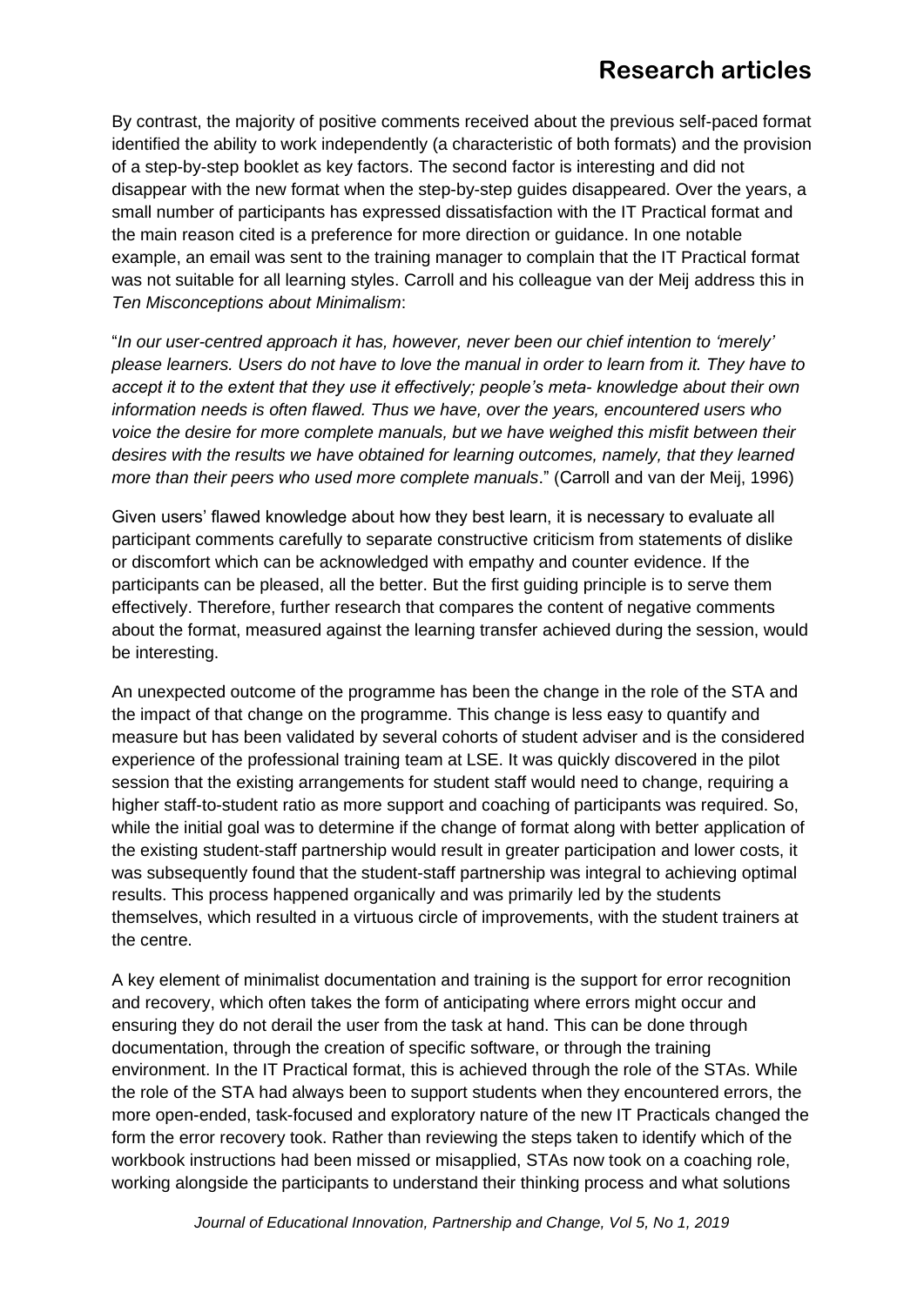By contrast, the majority of positive comments received about the previous self-paced format identified the ability to work independently (a characteristic of both formats) and the provision of a step-by-step booklet as key factors. The second factor is interesting and did not disappear with the new format when the step-by-step guides disappeared. Over the years, a small number of participants has expressed dissatisfaction with the IT Practical format and the main reason cited is a preference for more direction or guidance. In one notable example, an email was sent to the training manager to complain that the IT Practical format was not suitable for all learning styles. Carroll and his colleague van der Meij address this in *Ten Misconceptions about Minimalism*:

"*In our user-centred approach it has, however, never been our chief intention to 'merely' please learners. Users do not have to love the manual in order to learn from it. They have to accept it to the extent that they use it effectively; people's meta- knowledge about their own information needs is often flawed. Thus we have, over the years, encountered users who voice the desire for more complete manuals, but we have weighed this misfit between their desires with the results we have obtained for learning outcomes, namely, that they learned more than their peers who used more complete manuals*." (Carroll and van der Meij, 1996)

Given users' flawed knowledge about how they best learn, it is necessary to evaluate all participant comments carefully to separate constructive criticism from statements of dislike or discomfort which can be acknowledged with empathy and counter evidence. If the participants can be pleased, all the better. But the first guiding principle is to serve them effectively. Therefore, further research that compares the content of negative comments about the format, measured against the learning transfer achieved during the session, would be interesting.

An unexpected outcome of the programme has been the change in the role of the STA and the impact of that change on the programme. This change is less easy to quantify and measure but has been validated by several cohorts of student adviser and is the considered experience of the professional training team at LSE. It was quickly discovered in the pilot session that the existing arrangements for student staff would need to change, requiring a higher staff-to-student ratio as more support and coaching of participants was required. So, while the initial goal was to determine if the change of format along with better application of the existing student-staff partnership would result in greater participation and lower costs, it was subsequently found that the student-staff partnership was integral to achieving optimal results. This process happened organically and was primarily led by the students themselves, which resulted in a virtuous circle of improvements, with the student trainers at the centre.

A key element of minimalist documentation and training is the support for error recognition and recovery, which often takes the form of anticipating where errors might occur and ensuring they do not derail the user from the task at hand. This can be done through documentation, through the creation of specific software, or through the training environment. In the IT Practical format, this is achieved through the role of the STAs. While the role of the STA had always been to support students when they encountered errors, the more open-ended, task-focused and exploratory nature of the new IT Practicals changed the form the error recovery took. Rather than reviewing the steps taken to identify which of the workbook instructions had been missed or misapplied, STAs now took on a coaching role, working alongside the participants to understand their thinking process and what solutions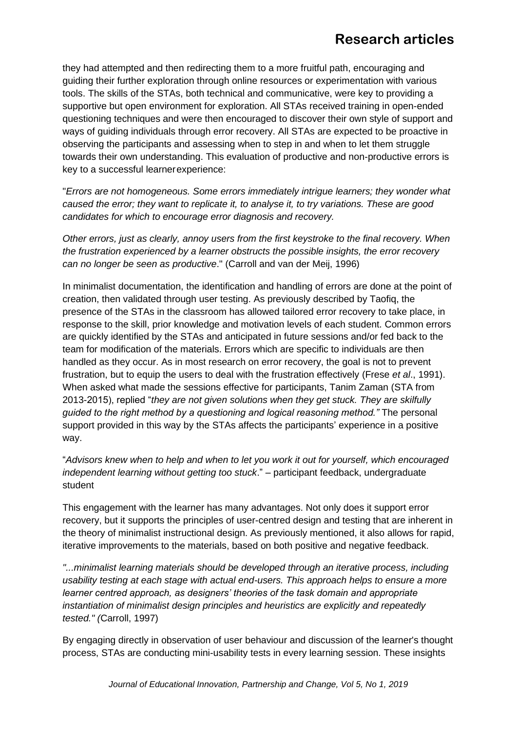they had attempted and then redirecting them to a more fruitful path, encouraging and guiding their further exploration through online resources or experimentation with various tools. The skills of the STAs, both technical and communicative, were key to providing a supportive but open environment for exploration. All STAs received training in open-ended questioning techniques and were then encouraged to discover their own style of support and ways of guiding individuals through error recovery. All STAs are expected to be proactive in observing the participants and assessing when to step in and when to let them struggle towards their own understanding. This evaluation of productive and non-productive errors is key to a successful learner experience:

"*Errors are not homogeneous. Some errors immediately intrigue learners; they wonder what caused the error; they want to replicate it, to analyse it, to try variations. These are good candidates for which to encourage error diagnosis and recovery.*

*Other errors, just as clearly, annoy users from the first keystroke to the final recovery. When the frustration experienced by a learner obstructs the possible insights, the error recovery can no longer be seen as productive*." (Carroll and van der Meij, 1996)

In minimalist documentation, the identification and handling of errors are done at the point of creation, then validated through user testing. As previously described by Taofiq, the presence of the STAs in the classroom has allowed tailored error recovery to take place, in response to the skill, prior knowledge and motivation levels of each student. Common errors are quickly identified by the STAs and anticipated in future sessions and/or fed back to the team for modification of the materials. Errors which are specific to individuals are then handled as they occur. As in most research on error recovery, the goal is not to prevent frustration, but to equip the users to deal with the frustration effectively (Frese *et al*., 1991). When asked what made the sessions effective for participants, Tanim Zaman (STA from 2013-2015), replied "*they are not given solutions when they get stuck. They are skilfully guided to the right method by a questioning and logical reasoning method."* The personal support provided in this way by the STAs affects the participants' experience in a positive way.

"*Advisors knew when to help and when to let you work it out for yourself, which encouraged independent learning without getting too stuck*." – participant feedback, undergraduate student

This engagement with the learner has many advantages. Not only does it support error recovery, but it supports the principles of user-centred design and testing that are inherent in the theory of minimalist instructional design. As previously mentioned, it also allows for rapid, iterative improvements to the materials, based on both positive and negative feedback.

*"...minimalist learning materials should be developed through an iterative process, including usability testing at each stage with actual end-users. This approach helps to ensure a more learner centred approach, as designers' theories of the task domain and appropriate instantiation of minimalist design principles and heuristics are explicitly and repeatedly tested." (*Carroll, 1997)

By engaging directly in observation of user behaviour and discussion of the learner's thought process, STAs are conducting mini-usability tests in every learning session. These insights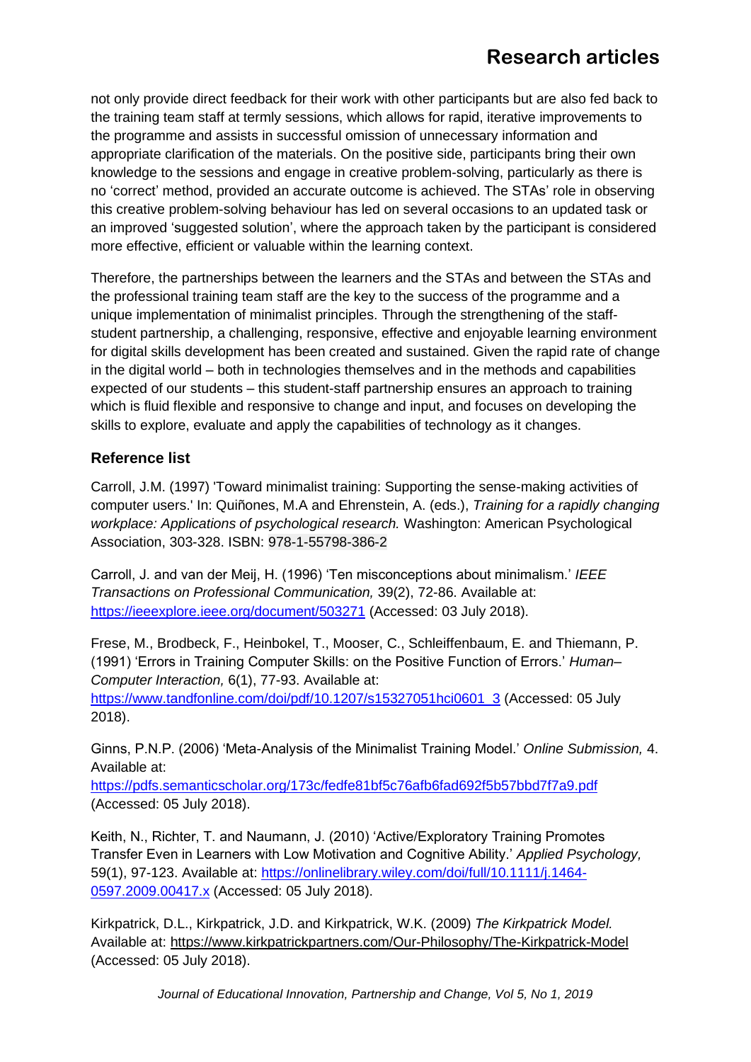not only provide direct feedback for their work with other participants but are also fed back to the training team staff at termly sessions, which allows for rapid, iterative improvements to the programme and assists in successful omission of unnecessary information and appropriate clarification of the materials. On the positive side, participants bring their own knowledge to the sessions and engage in creative problem-solving, particularly as there is no 'correct' method, provided an accurate outcome is achieved. The STAs' role in observing this creative problem-solving behaviour has led on several occasions to an updated task or an improved 'suggested solution', where the approach taken by the participant is considered more effective, efficient or valuable within the learning context.

Therefore, the partnerships between the learners and the STAs and between the STAs and the professional training team staff are the key to the success of the programme and a unique implementation of minimalist principles. Through the strengthening of the staff-student partnership, a challenging, responsive, effective and enjoyable learning environment for digital skills development has been created and sustained. Given the rapid rate of change in the digital world – both in technologies themselves and in the methods and capabilities expected of our students – this student-staff partnership ensures an approach to training which is fluid flexible and responsive to change and input, and focuses on developing the skills to explore, evaluate and apply the capabilities of technology as it changes.

### Reference list

Carroll, J.M. (1997) 'Toward minimalist training: Supporting the sense-making activities of computer users.' In: Quiñones, M.A and Ehrenstein, A. (eds.), *Training for a rapidly changing workplace: Applications of psychological research.* Washington: American Psychological Association, 303-328. ISBN: 978-1-55798-386-2

Carroll, J. and van der Meij, H. (1996) 'Ten misconceptions about minimalism.' *IEEE Transactions on Professional Communication,* 39(2), 72-86. Available at: https://ieeexplore.ieee.org/document/503271 (Accessed: 03 July 2018).

Frese, M., Brodbeck, F., Heinbokel, T., Mooser, C., Schleiffenbaum, E. and Thiemann, P. (1991) 'Errors in Training Computer Skills: on the Positive Function of Errors.' *Human–Computer Interaction,* 6(1), 77-93. Available at: https://www.tandfonline.com/doi/pdf/10.1207/s15327051hci0601_3 (Accessed: 05 July 2018).

Ginns, P.N.P. (2006) 'Meta-Analysis of the Minimalist Training Model.' *Online Submission,* 4. Available at: https://pdfs.semanticscholar.org/173c/fedfe81bf5c76afb6fad692f5b57bbd7f7a9.pdf (Accessed: 05 July 2018).

Keith, N., Richter, T. and Naumann, J. (2010) 'Active/Exploratory Training Promotes Transfer Even in Learners with Low Motivation and Cognitive Ability.' *Applied Psychology,* 59(1), 97-123. Available at: https://onlinelibrary.wiley.com/doi/full/10.1111/j.1464-0597.2009.00417.x (Accessed: 05 July 2018).

Kirkpatrick, D.L., Kirkpatrick, J.D. and Kirkpatrick, W.K. (2009) *The Kirkpatrick Model.* Available at: https://www.kirkpatrickpartners.com/Our-Philosophy/The-Kirkpatrick-Model (Accessed: 05 July 2018).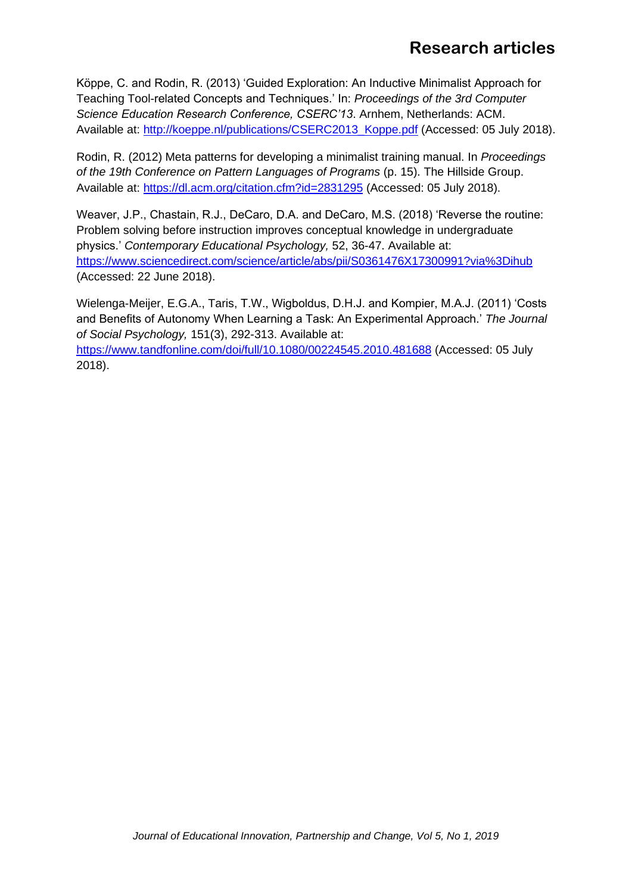Köppe, C. and Rodin, R. (2013) 'Guided Exploration: An Inductive Minimalist Approach for Teaching Tool-related Concepts and Techniques.' In: *Proceedings of the 3rd Computer Science Education Research Conference, CSERC'13*. Arnhem, Netherlands: ACM. Available at: [http://koeppe.nl/publications/CSERC2013_Koppe.pdf](http://koeppe.nl/publications/CSERC2013_Koppe.pdf) (Accessed: 05 July 2018).

Rodin, R. (2012) Meta patterns for developing a minimalist training manual. In *Proceedings of the 19th Conference on Pattern Languages of Programs* (p. 15). The Hillside Group. Available at: [https://dl.acm.org/citation.cfm?id=2831295](https://dl.acm.org/citation.cfm?id=2831295) (Accessed: 05 July 2018).

Weaver, J.P., Chastain, R.J., DeCaro, D.A. and DeCaro, M.S. (2018) 'Reverse the routine: Problem solving before instruction improves conceptual knowledge in undergraduate physics.' *Contemporary Educational Psychology,* 52, 36-47. Available at: [https://www.sciencedirect.com/science/article/abs/pii/S0361476X17300991?via%3Dihub](https://www.sciencedirect.com/science/article/abs/pii/S0361476X17300991?via%3Dihub) (Accessed: 22 June 2018).

Wielenga-Meijer, E.G.A., Taris, T.W., Wigboldus, D.H.J. and Kompier, M.A.J. (2011) 'Costs and Benefits of Autonomy When Learning a Task: An Experimental Approach.' *The Journal of Social Psychology,* 151(3), 292-313. Available at: [https://www.tandfonline.com/doi/full/10.1080/00224545.2010.481688](https://www.tandfonline.com/doi/full/10.1080/00224545.2010.481688) (Accessed: 05 July 2018).